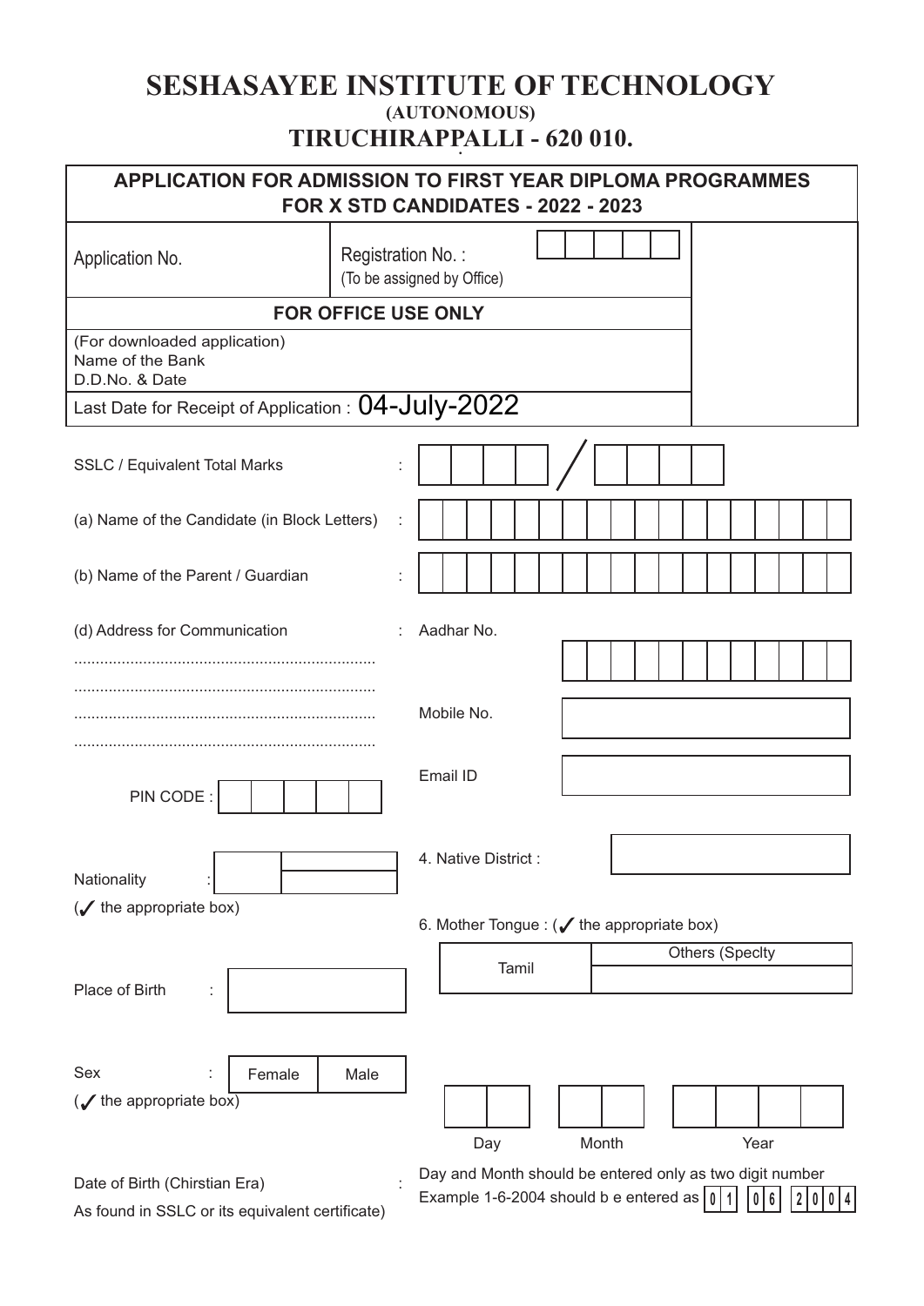# SESHASAYEE INSTITUTE OF TECHNOLOGY

**(AUTONOMOUS)**

## TIRUCHIRAPPALLI - 620 010.

### APPLICATION FOR ADMISSION TO FIRST YEAR DIPLOMA PROGRAMMES FOR X STD CANDIDATES - 2022 - 2023

| Application No. | Registration No. : (To be assigned by Office) |
|---|---|
| **FOR OFFICE USE ONLY** | |
| (For downloaded application) Name of the Bank D.D.No. & Date | |
| Last Date for Receipt of Application : 04-July-2022 | |

SSLC / Equivalent Total Marks : ____ / ____

(a) Name of the Candidate (in Block Letters) :

(b) Name of the Parent / Guardian :

(d) Address for Communication :

....................................................................

....................................................................

....................................................................

....................................................................

PIN CODE :

Aadhar No.

Mobile No.

Email ID

Nationality :

(✓ the appropriate box)

4. Native District :

6. Mother Tongue : (✓ the appropriate box)

| Tamil | Others (Speclty |
|---|---|

Place of Birth :

Sex : Female / Male

(✓ the appropriate box)

Date of Birth (Chirstian Era) :

As found in SSLC or its equivalent certificate)

| Day | Month | Year |
|---|---|---|
| | | |

Day and Month should be entered only as two digit number

Example 1-6-2004 should b e entered as 0 1 | 0 6 | 2 0 0 4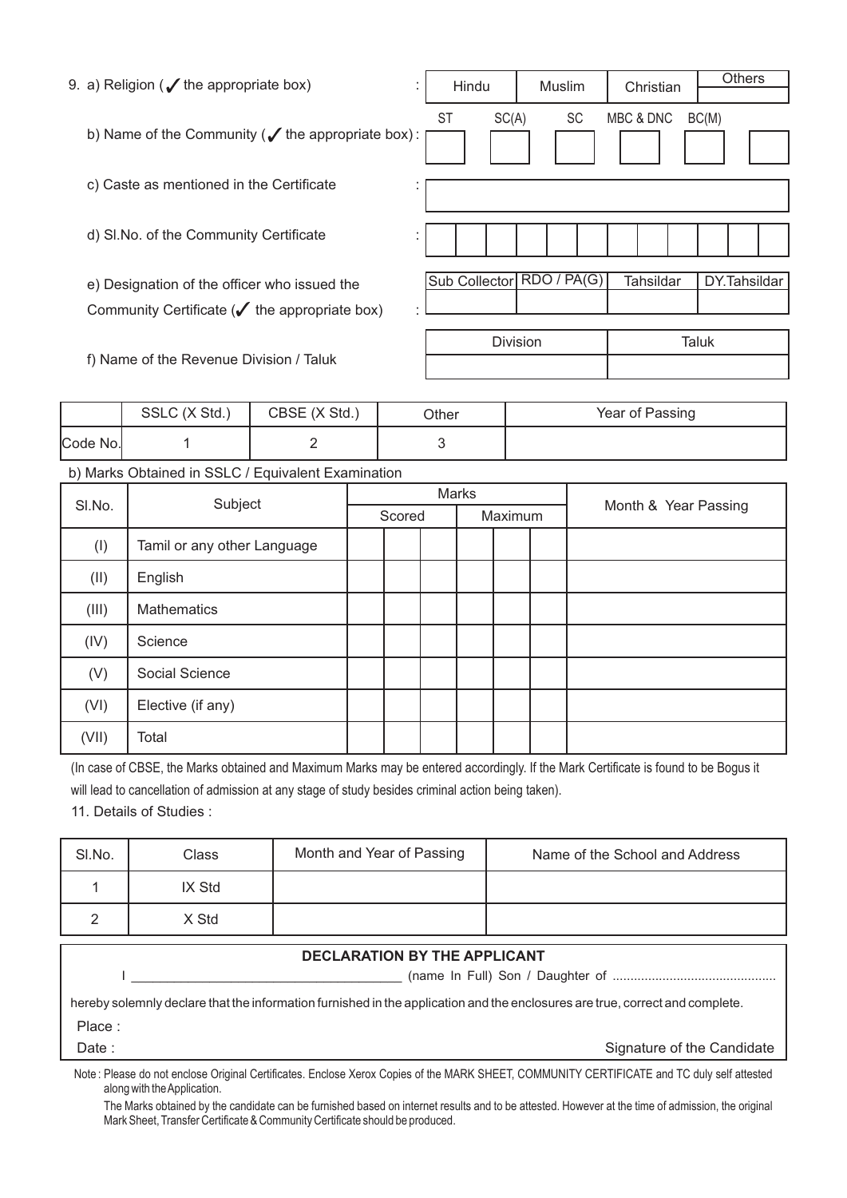9. a) Religion (✓ the appropriate box) :

| Hindu | Muslim | Christian | Others |
|---|---|---|---|
| | | | |

b) Name of the Community (✓ the appropriate box) :

| ST | SC(A) | SC | MBC & DNC | BC(M) | |
|---|---|---|---|---|---|
| | | | | | |

c) Caste as mentioned in the Certificate :

d) Sl.No. of the Community Certificate :

| | | | | | | | | | | | |
|---|---|---|---|---|---|---|---|---|---|---|---|
| | | | | | | | | | | | |

e) Designation of the officer who issued the Community Certificate (✓ the appropriate box) :

| Sub Collector | RDO / PA(G) | Tahsildar | DY.Tahsildar |
|---|---|---|---|
| | | | |

f) Name of the Revenue Division / Taluk

| Division | Taluk |
|---|---|
| | |

| | SSLC (X Std.) | CBSE (X Std.) | Other | Year of Passing |
|---|---|---|---|---|
| Code No. | 1 | 2 | 3 | |

b) Marks Obtained in SSLC / Equivalent Examination

| Sl.No. | Subject | Marks | | | | | | Month & Year Passing |
|---|---|---|---|---|---|---|---|---|
| | | Scored | | | Maximum | | | |
| (I) | Tamil or any other Language | | | | | | | |
| (II) | English | | | | | | | |
| (III) | Mathematics | | | | | | | |
| (IV) | Science | | | | | | | |
| (V) | Social Science | | | | | | | |
| (VI) | Elective (if any) | | | | | | | |
| (VII) | Total | | | | | | | |

(In case of CBSE, the Marks obtained and Maximum Marks may be entered accordingly. If the Mark Certificate is found to be Bogus it will lead to cancellation of admission at any stage of study besides criminal action being taken).

11. Details of Studies :

| Sl.No. | Class | Month and Year of Passing | Name of the School and Address |
|---|---|---|---|
| 1 | IX Std | | |
| 2 | X Std | | |

**DECLARATION BY THE APPLICANT**

I ____________________________________ (name In Full) Son / Daughter of .............................................

hereby solemnly declare that the information furnished in the application and the enclosures are true, correct and complete.

Place :

Date : Signature of the Candidate

Note : Please do not enclose Original Certificates. Enclose Xerox Copies of the MARK SHEET, COMMUNITY CERTIFICATE and TC duly self attested along with the Application.

The Marks obtained by the candidate can be furnished based on internet results and to be attested. However at the time of admission, the original Mark Sheet, Transfer Certificate & Community Certificate should be produced.